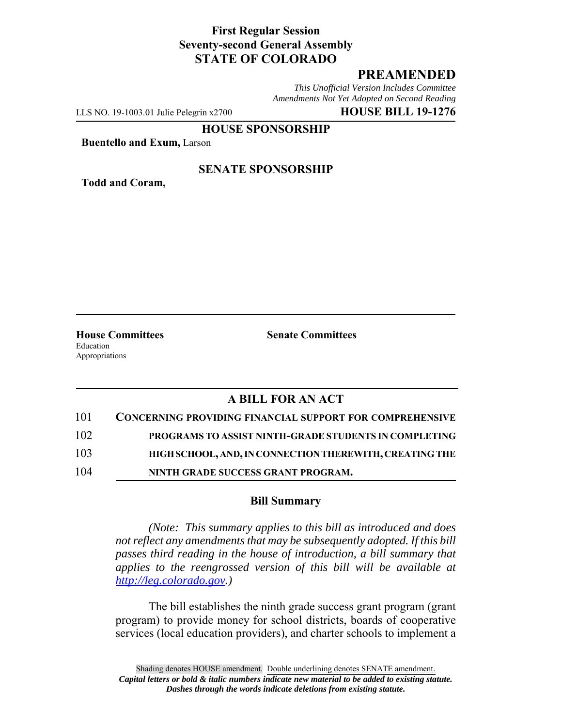**First Regular Session**
**Seventy-second General Assembly**
**STATE OF COLORADO**

# PREAMENDED

*This Unofficial Version Includes Committee Amendments Not Yet Adopted on Second Reading*

LLS NO. 19-1003.01 Julie Pelegrin x2700 **HOUSE BILL 19-1276**

**HOUSE SPONSORSHIP**

**Buentello and Exum,** Larson

**SENATE SPONSORSHIP**

**Todd and Coram,**

**House Committees**
Education
Appropriations

**Senate Committees**

## A BILL FOR AN ACT

101 **CONCERNING PROVIDING FINANCIAL SUPPORT FOR COMPREHENSIVE**
102 **PROGRAMS TO ASSIST NINTH-GRADE STUDENTS IN COMPLETING**
103 **HIGH SCHOOL, AND, IN CONNECTION THEREWITH, CREATING THE**
104 **NINTH GRADE SUCCESS GRANT PROGRAM.**

### Bill Summary

*(Note: This summary applies to this bill as introduced and does not reflect any amendments that may be subsequently adopted. If this bill passes third reading in the house of introduction, a bill summary that applies to the reengrossed version of this bill will be available at http://leg.colorado.gov.)*

The bill establishes the ninth grade success grant program (grant program) to provide money for school districts, boards of cooperative services (local education providers), and charter schools to implement a

Shading denotes HOUSE amendment. Double underlining denotes SENATE amendment.
*Capital letters or bold & italic numbers indicate new material to be added to existing statute.*
*Dashes through the words indicate deletions from existing statute.*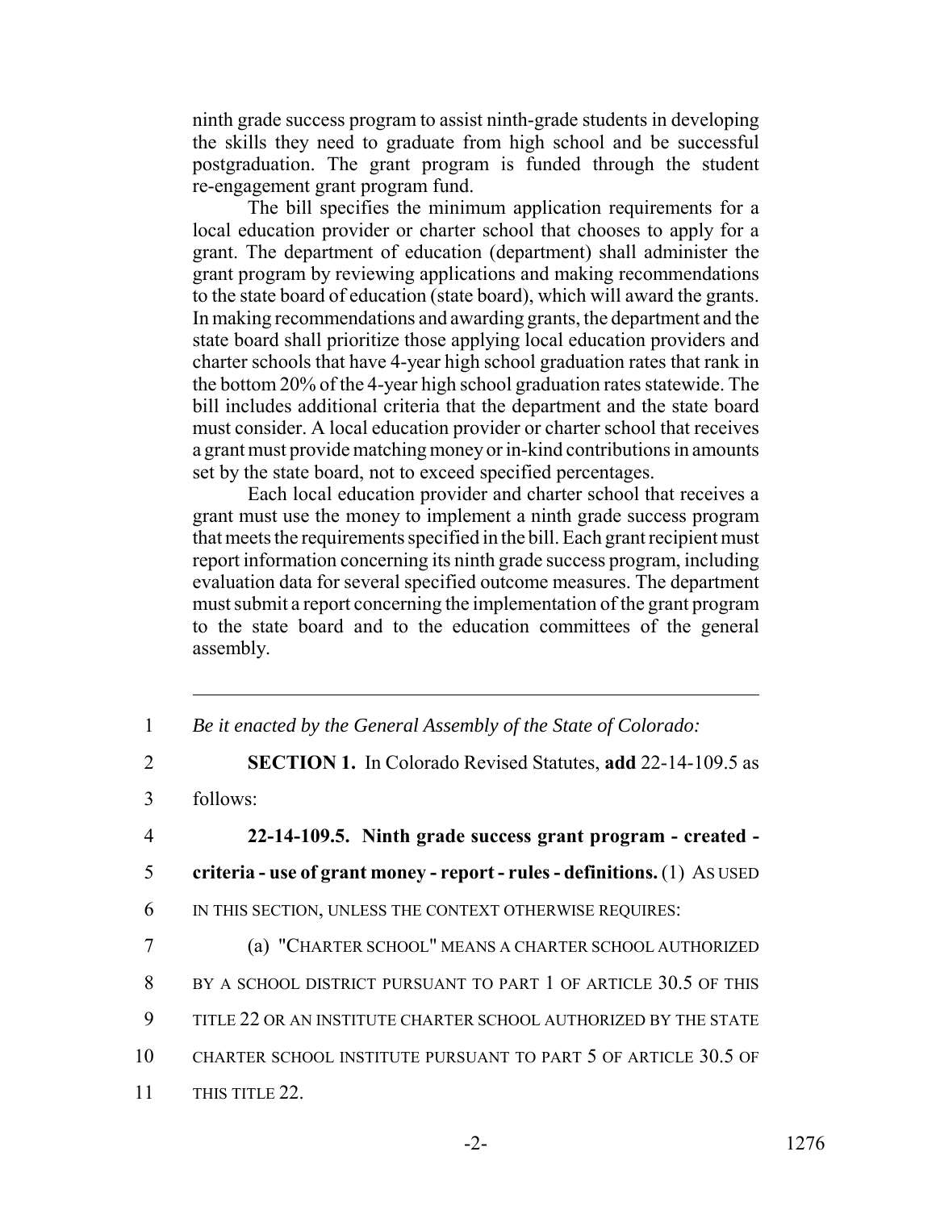ninth grade success program to assist ninth-grade students in developing the skills they need to graduate from high school and be successful postgraduation. The grant program is funded through the student re-engagement grant program fund.

The bill specifies the minimum application requirements for a local education provider or charter school that chooses to apply for a grant. The department of education (department) shall administer the grant program by reviewing applications and making recommendations to the state board of education (state board), which will award the grants. In making recommendations and awarding grants, the department and the state board shall prioritize those applying local education providers and charter schools that have 4-year high school graduation rates that rank in the bottom 20% of the 4-year high school graduation rates statewide. The bill includes additional criteria that the department and the state board must consider. A local education provider or charter school that receives a grant must provide matching money or in-kind contributions in amounts set by the state board, not to exceed specified percentages.

Each local education provider and charter school that receives a grant must use the money to implement a ninth grade success program that meets the requirements specified in the bill. Each grant recipient must report information concerning its ninth grade success program, including evaluation data for several specified outcome measures. The department must submit a report concerning the implementation of the grant program to the state board and to the education committees of the general assembly.

---

1 *Be it enacted by the General Assembly of the State of Colorado:*

2 **SECTION 1.** In Colorado Revised Statutes, **add** 22-14-109.5 as
3 follows:

4 **22-14-109.5. Ninth grade success grant program - created -**
5 **criteria - use of grant money - report - rules - definitions.** (1) AS USED
6 IN THIS SECTION, UNLESS THE CONTEXT OTHERWISE REQUIRES:

7 (a) "CHARTER SCHOOL" MEANS A CHARTER SCHOOL AUTHORIZED
8 BY A SCHOOL DISTRICT PURSUANT TO PART 1 OF ARTICLE 30.5 OF THIS
9 TITLE 22 OR AN INSTITUTE CHARTER SCHOOL AUTHORIZED BY THE STATE
10 CHARTER SCHOOL INSTITUTE PURSUANT TO PART 5 OF ARTICLE 30.5 OF
11 THIS TITLE 22.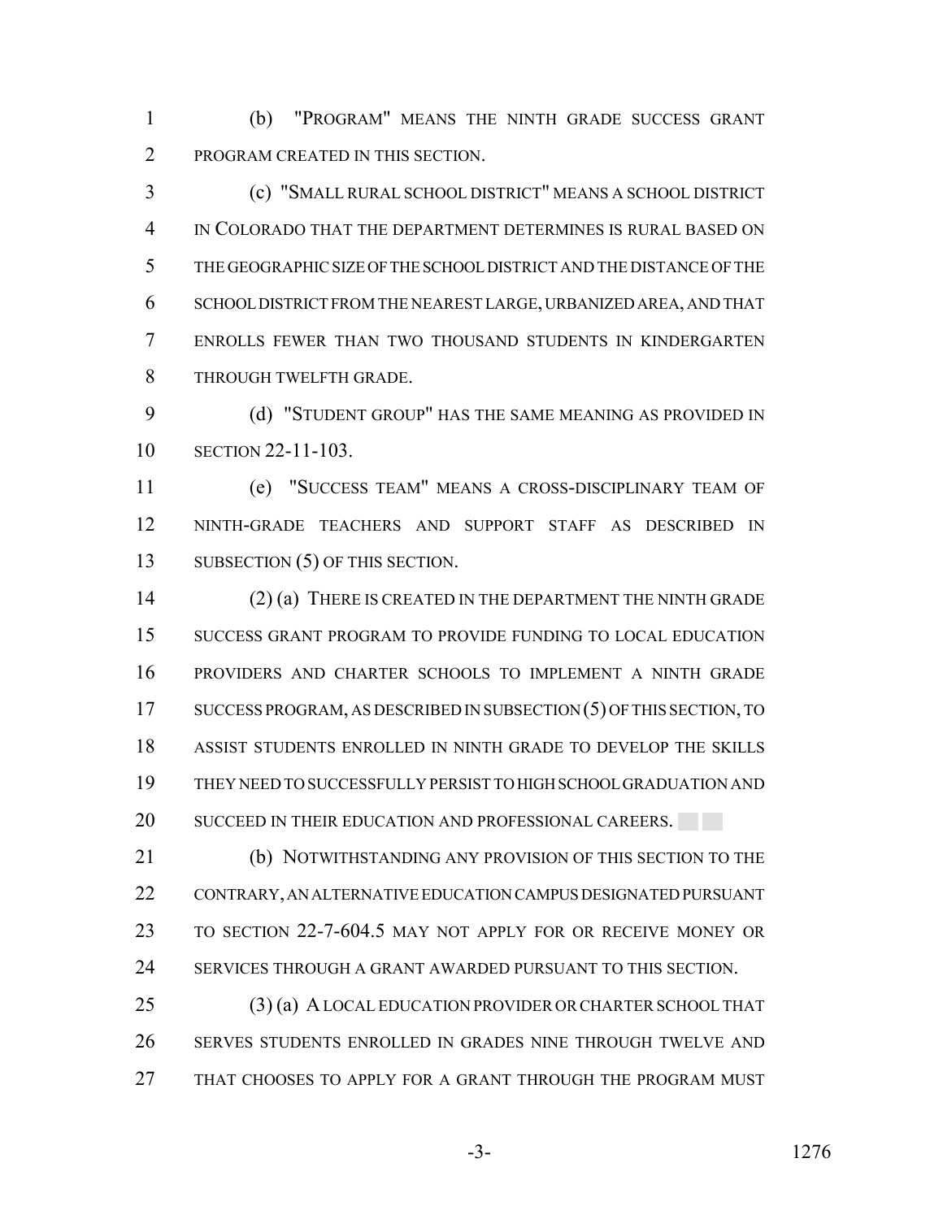(b) "PROGRAM" MEANS THE NINTH GRADE SUCCESS GRANT PROGRAM CREATED IN THIS SECTION.

(c) "SMALL RURAL SCHOOL DISTRICT" MEANS A SCHOOL DISTRICT IN COLORADO THAT THE DEPARTMENT DETERMINES IS RURAL BASED ON THE GEOGRAPHIC SIZE OF THE SCHOOL DISTRICT AND THE DISTANCE OF THE SCHOOL DISTRICT FROM THE NEAREST LARGE, URBANIZED AREA, AND THAT ENROLLS FEWER THAN TWO THOUSAND STUDENTS IN KINDERGARTEN THROUGH TWELFTH GRADE.

(d) "STUDENT GROUP" HAS THE SAME MEANING AS PROVIDED IN SECTION 22-11-103.

(e) "SUCCESS TEAM" MEANS A CROSS-DISCIPLINARY TEAM OF NINTH-GRADE TEACHERS AND SUPPORT STAFF AS DESCRIBED IN SUBSECTION (5) OF THIS SECTION.

(2) (a) THERE IS CREATED IN THE DEPARTMENT THE NINTH GRADE SUCCESS GRANT PROGRAM TO PROVIDE FUNDING TO LOCAL EDUCATION PROVIDERS AND CHARTER SCHOOLS TO IMPLEMENT A NINTH GRADE SUCCESS PROGRAM, AS DESCRIBED IN SUBSECTION (5) OF THIS SECTION, TO ASSIST STUDENTS ENROLLED IN NINTH GRADE TO DEVELOP THE SKILLS THEY NEED TO SUCCESSFULLY PERSIST TO HIGH SCHOOL GRADUATION AND SUCCEED IN THEIR EDUCATION AND PROFESSIONAL CAREERS.

(b) NOTWITHSTANDING ANY PROVISION OF THIS SECTION TO THE CONTRARY, AN ALTERNATIVE EDUCATION CAMPUS DESIGNATED PURSUANT TO SECTION 22-7-604.5 MAY NOT APPLY FOR OR RECEIVE MONEY OR SERVICES THROUGH A GRANT AWARDED PURSUANT TO THIS SECTION.

(3) (a) A LOCAL EDUCATION PROVIDER OR CHARTER SCHOOL THAT SERVES STUDENTS ENROLLED IN GRADES NINE THROUGH TWELVE AND THAT CHOOSES TO APPLY FOR A GRANT THROUGH THE PROGRAM MUST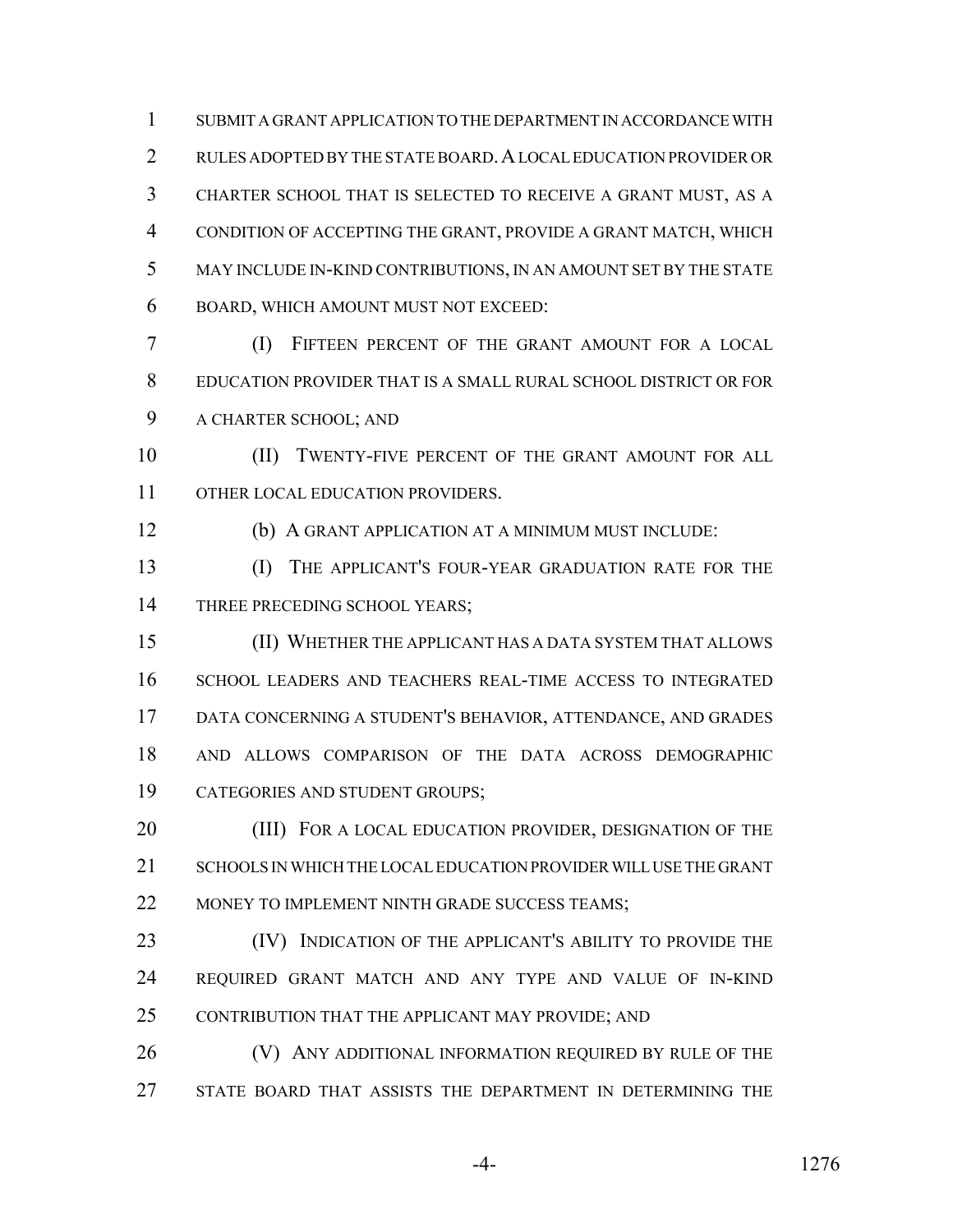SUBMIT A GRANT APPLICATION TO THE DEPARTMENT IN ACCORDANCE WITH RULES ADOPTED BY THE STATE BOARD. A LOCAL EDUCATION PROVIDER OR CHARTER SCHOOL THAT IS SELECTED TO RECEIVE A GRANT MUST, AS A CONDITION OF ACCEPTING THE GRANT, PROVIDE A GRANT MATCH, WHICH MAY INCLUDE IN-KIND CONTRIBUTIONS, IN AN AMOUNT SET BY THE STATE BOARD, WHICH AMOUNT MUST NOT EXCEED:

(I) FIFTEEN PERCENT OF THE GRANT AMOUNT FOR A LOCAL EDUCATION PROVIDER THAT IS A SMALL RURAL SCHOOL DISTRICT OR FOR A CHARTER SCHOOL; AND

(II) TWENTY-FIVE PERCENT OF THE GRANT AMOUNT FOR ALL OTHER LOCAL EDUCATION PROVIDERS.

(b) A GRANT APPLICATION AT A MINIMUM MUST INCLUDE:

(I) THE APPLICANT'S FOUR-YEAR GRADUATION RATE FOR THE THREE PRECEDING SCHOOL YEARS;

(II) WHETHER THE APPLICANT HAS A DATA SYSTEM THAT ALLOWS SCHOOL LEADERS AND TEACHERS REAL-TIME ACCESS TO INTEGRATED DATA CONCERNING A STUDENT'S BEHAVIOR, ATTENDANCE, AND GRADES AND ALLOWS COMPARISON OF THE DATA ACROSS DEMOGRAPHIC CATEGORIES AND STUDENT GROUPS;

(III) FOR A LOCAL EDUCATION PROVIDER, DESIGNATION OF THE SCHOOLS IN WHICH THE LOCAL EDUCATION PROVIDER WILL USE THE GRANT MONEY TO IMPLEMENT NINTH GRADE SUCCESS TEAMS;

(IV) INDICATION OF THE APPLICANT'S ABILITY TO PROVIDE THE REQUIRED GRANT MATCH AND ANY TYPE AND VALUE OF IN-KIND CONTRIBUTION THAT THE APPLICANT MAY PROVIDE; AND

(V) ANY ADDITIONAL INFORMATION REQUIRED BY RULE OF THE STATE BOARD THAT ASSISTS THE DEPARTMENT IN DETERMINING THE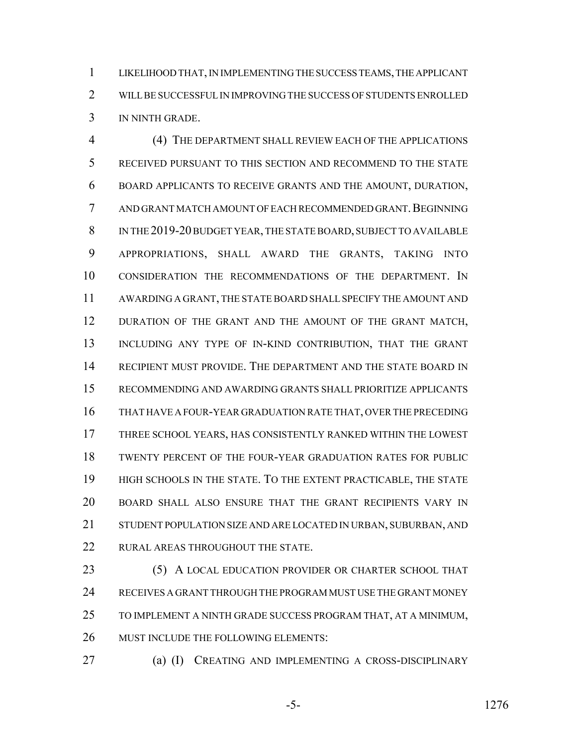LIKELIHOOD THAT, IN IMPLEMENTING THE SUCCESS TEAMS, THE APPLICANT WILL BE SUCCESSFUL IN IMPROVING THE SUCCESS OF STUDENTS ENROLLED IN NINTH GRADE.

(4) THE DEPARTMENT SHALL REVIEW EACH OF THE APPLICATIONS RECEIVED PURSUANT TO THIS SECTION AND RECOMMEND TO THE STATE BOARD APPLICANTS TO RECEIVE GRANTS AND THE AMOUNT, DURATION, AND GRANT MATCH AMOUNT OF EACH RECOMMENDED GRANT. BEGINNING IN THE 2019-20 BUDGET YEAR, THE STATE BOARD, SUBJECT TO AVAILABLE APPROPRIATIONS, SHALL AWARD THE GRANTS, TAKING INTO CONSIDERATION THE RECOMMENDATIONS OF THE DEPARTMENT. IN AWARDING A GRANT, THE STATE BOARD SHALL SPECIFY THE AMOUNT AND DURATION OF THE GRANT AND THE AMOUNT OF THE GRANT MATCH, INCLUDING ANY TYPE OF IN-KIND CONTRIBUTION, THAT THE GRANT RECIPIENT MUST PROVIDE. THE DEPARTMENT AND THE STATE BOARD IN RECOMMENDING AND AWARDING GRANTS SHALL PRIORITIZE APPLICANTS THAT HAVE A FOUR-YEAR GRADUATION RATE THAT, OVER THE PRECEDING THREE SCHOOL YEARS, HAS CONSISTENTLY RANKED WITHIN THE LOWEST TWENTY PERCENT OF THE FOUR-YEAR GRADUATION RATES FOR PUBLIC HIGH SCHOOLS IN THE STATE. TO THE EXTENT PRACTICABLE, THE STATE BOARD SHALL ALSO ENSURE THAT THE GRANT RECIPIENTS VARY IN STUDENT POPULATION SIZE AND ARE LOCATED IN URBAN, SUBURBAN, AND RURAL AREAS THROUGHOUT THE STATE.

(5) A LOCAL EDUCATION PROVIDER OR CHARTER SCHOOL THAT RECEIVES A GRANT THROUGH THE PROGRAM MUST USE THE GRANT MONEY TO IMPLEMENT A NINTH GRADE SUCCESS PROGRAM THAT, AT A MINIMUM, MUST INCLUDE THE FOLLOWING ELEMENTS:

(a) (I) CREATING AND IMPLEMENTING A CROSS-DISCIPLINARY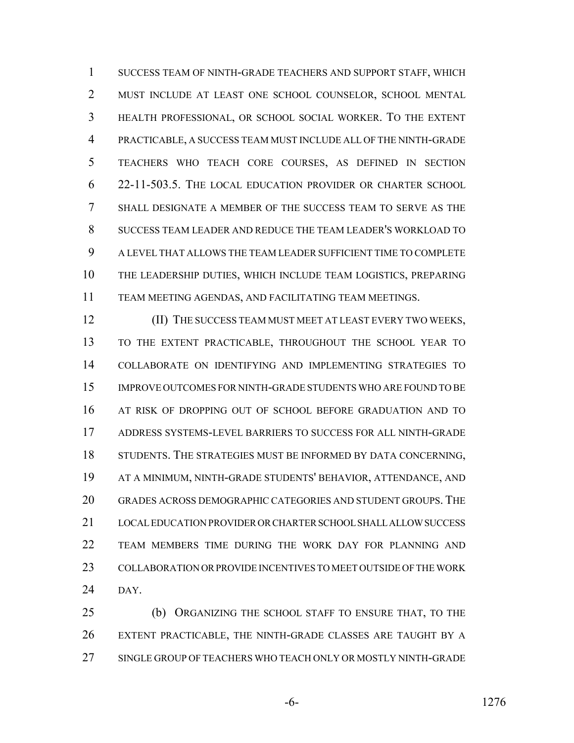SUCCESS TEAM OF NINTH-GRADE TEACHERS AND SUPPORT STAFF, WHICH MUST INCLUDE AT LEAST ONE SCHOOL COUNSELOR, SCHOOL MENTAL HEALTH PROFESSIONAL, OR SCHOOL SOCIAL WORKER. TO THE EXTENT PRACTICABLE, A SUCCESS TEAM MUST INCLUDE ALL OF THE NINTH-GRADE TEACHERS WHO TEACH CORE COURSES, AS DEFINED IN SECTION 22-11-503.5. THE LOCAL EDUCATION PROVIDER OR CHARTER SCHOOL SHALL DESIGNATE A MEMBER OF THE SUCCESS TEAM TO SERVE AS THE SUCCESS TEAM LEADER AND REDUCE THE TEAM LEADER'S WORKLOAD TO A LEVEL THAT ALLOWS THE TEAM LEADER SUFFICIENT TIME TO COMPLETE THE LEADERSHIP DUTIES, WHICH INCLUDE TEAM LOGISTICS, PREPARING TEAM MEETING AGENDAS, AND FACILITATING TEAM MEETINGS.

(II) THE SUCCESS TEAM MUST MEET AT LEAST EVERY TWO WEEKS, TO THE EXTENT PRACTICABLE, THROUGHOUT THE SCHOOL YEAR TO COLLABORATE ON IDENTIFYING AND IMPLEMENTING STRATEGIES TO IMPROVE OUTCOMES FOR NINTH-GRADE STUDENTS WHO ARE FOUND TO BE AT RISK OF DROPPING OUT OF SCHOOL BEFORE GRADUATION AND TO ADDRESS SYSTEMS-LEVEL BARRIERS TO SUCCESS FOR ALL NINTH-GRADE STUDENTS. THE STRATEGIES MUST BE INFORMED BY DATA CONCERNING, AT A MINIMUM, NINTH-GRADE STUDENTS' BEHAVIOR, ATTENDANCE, AND GRADES ACROSS DEMOGRAPHIC CATEGORIES AND STUDENT GROUPS. THE LOCAL EDUCATION PROVIDER OR CHARTER SCHOOL SHALL ALLOW SUCCESS TEAM MEMBERS TIME DURING THE WORK DAY FOR PLANNING AND COLLABORATION OR PROVIDE INCENTIVES TO MEET OUTSIDE OF THE WORK DAY.

(b) ORGANIZING THE SCHOOL STAFF TO ENSURE THAT, TO THE EXTENT PRACTICABLE, THE NINTH-GRADE CLASSES ARE TAUGHT BY A SINGLE GROUP OF TEACHERS WHO TEACH ONLY OR MOSTLY NINTH-GRADE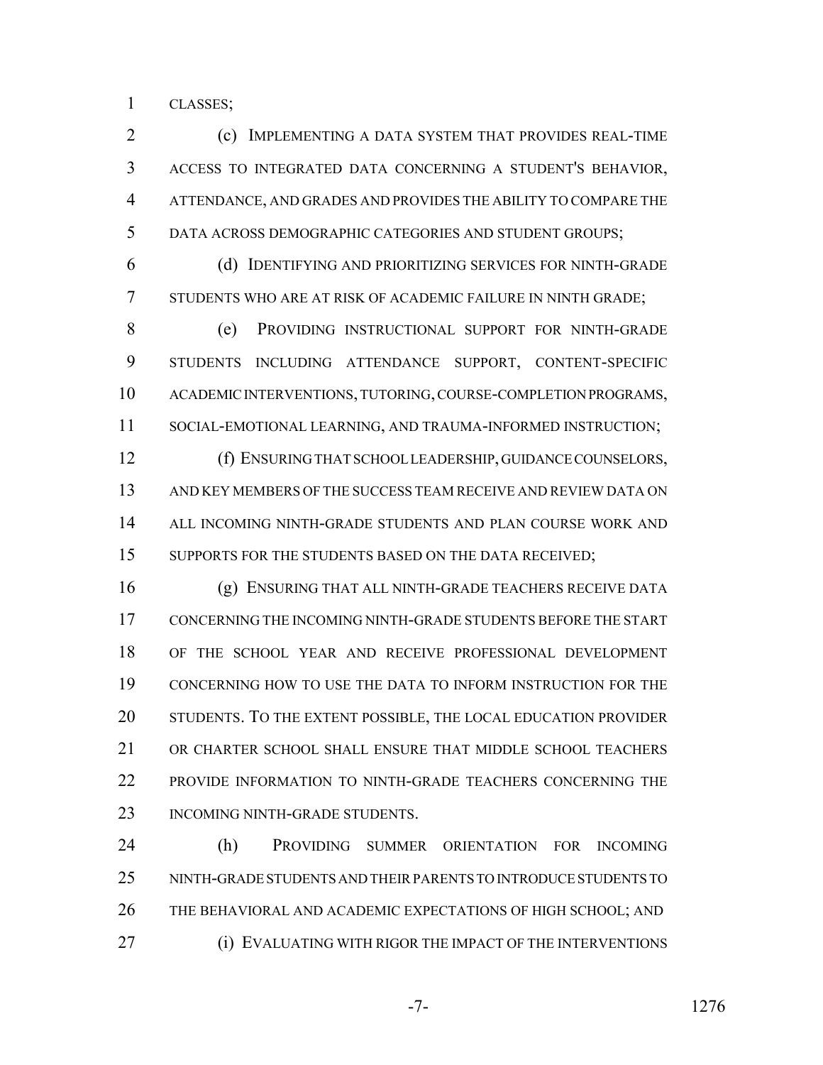CLASSES;

(c) IMPLEMENTING A DATA SYSTEM THAT PROVIDES REAL-TIME ACCESS TO INTEGRATED DATA CONCERNING A STUDENT'S BEHAVIOR, ATTENDANCE, AND GRADES AND PROVIDES THE ABILITY TO COMPARE THE DATA ACROSS DEMOGRAPHIC CATEGORIES AND STUDENT GROUPS;

(d) IDENTIFYING AND PRIORITIZING SERVICES FOR NINTH-GRADE STUDENTS WHO ARE AT RISK OF ACADEMIC FAILURE IN NINTH GRADE;

(e) PROVIDING INSTRUCTIONAL SUPPORT FOR NINTH-GRADE STUDENTS INCLUDING ATTENDANCE SUPPORT, CONTENT-SPECIFIC ACADEMIC INTERVENTIONS, TUTORING, COURSE-COMPLETION PROGRAMS, SOCIAL-EMOTIONAL LEARNING, AND TRAUMA-INFORMED INSTRUCTION;

(f) ENSURING THAT SCHOOL LEADERSHIP, GUIDANCE COUNSELORS, AND KEY MEMBERS OF THE SUCCESS TEAM RECEIVE AND REVIEW DATA ON ALL INCOMING NINTH-GRADE STUDENTS AND PLAN COURSE WORK AND SUPPORTS FOR THE STUDENTS BASED ON THE DATA RECEIVED;

(g) ENSURING THAT ALL NINTH-GRADE TEACHERS RECEIVE DATA CONCERNING THE INCOMING NINTH-GRADE STUDENTS BEFORE THE START OF THE SCHOOL YEAR AND RECEIVE PROFESSIONAL DEVELOPMENT CONCERNING HOW TO USE THE DATA TO INFORM INSTRUCTION FOR THE STUDENTS. TO THE EXTENT POSSIBLE, THE LOCAL EDUCATION PROVIDER OR CHARTER SCHOOL SHALL ENSURE THAT MIDDLE SCHOOL TEACHERS PROVIDE INFORMATION TO NINTH-GRADE TEACHERS CONCERNING THE INCOMING NINTH-GRADE STUDENTS.

(h) PROVIDING SUMMER ORIENTATION FOR INCOMING NINTH-GRADE STUDENTS AND THEIR PARENTS TO INTRODUCE STUDENTS TO THE BEHAVIORAL AND ACADEMIC EXPECTATIONS OF HIGH SCHOOL; AND

(i) EVALUATING WITH RIGOR THE IMPACT OF THE INTERVENTIONS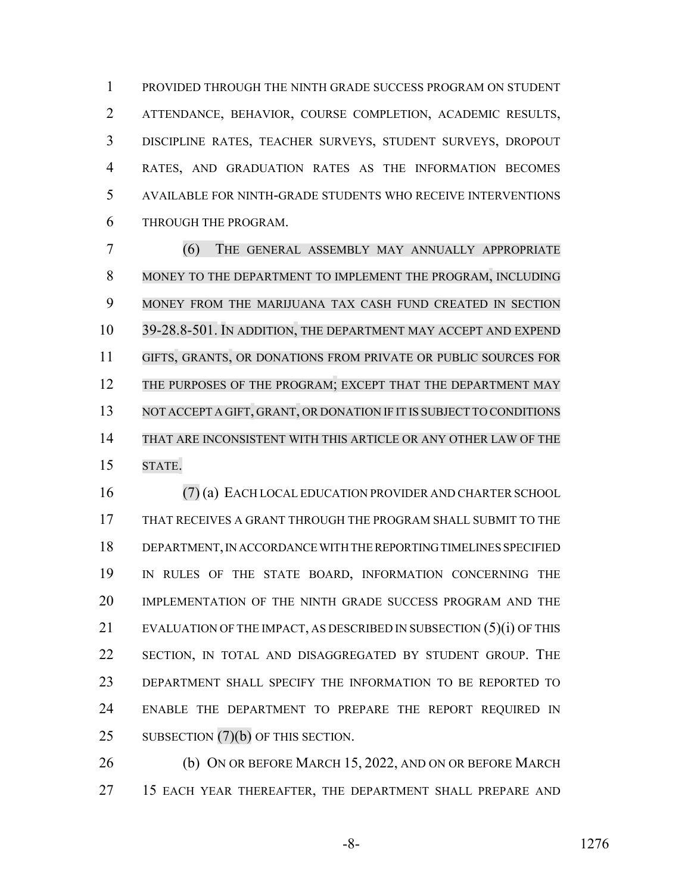PROVIDED THROUGH THE NINTH GRADE SUCCESS PROGRAM ON STUDENT ATTENDANCE, BEHAVIOR, COURSE COMPLETION, ACADEMIC RESULTS, DISCIPLINE RATES, TEACHER SURVEYS, STUDENT SURVEYS, DROPOUT RATES, AND GRADUATION RATES AS THE INFORMATION BECOMES AVAILABLE FOR NINTH-GRADE STUDENTS WHO RECEIVE INTERVENTIONS THROUGH THE PROGRAM.

(6) THE GENERAL ASSEMBLY MAY ANNUALLY APPROPRIATE MONEY TO THE DEPARTMENT TO IMPLEMENT THE PROGRAM, INCLUDING MONEY FROM THE MARIJUANA TAX CASH FUND CREATED IN SECTION 39-28.8-501. IN ADDITION, THE DEPARTMENT MAY ACCEPT AND EXPEND GIFTS, GRANTS, OR DONATIONS FROM PRIVATE OR PUBLIC SOURCES FOR THE PURPOSES OF THE PROGRAM; EXCEPT THAT THE DEPARTMENT MAY NOT ACCEPT A GIFT, GRANT, OR DONATION IF IT IS SUBJECT TO CONDITIONS THAT ARE INCONSISTENT WITH THIS ARTICLE OR ANY OTHER LAW OF THE STATE.

(7) (a) EACH LOCAL EDUCATION PROVIDER AND CHARTER SCHOOL THAT RECEIVES A GRANT THROUGH THE PROGRAM SHALL SUBMIT TO THE DEPARTMENT, IN ACCORDANCE WITH THE REPORTING TIMELINES SPECIFIED IN RULES OF THE STATE BOARD, INFORMATION CONCERNING THE IMPLEMENTATION OF THE NINTH GRADE SUCCESS PROGRAM AND THE EVALUATION OF THE IMPACT, AS DESCRIBED IN SUBSECTION (5)(i) OF THIS SECTION, IN TOTAL AND DISAGGREGATED BY STUDENT GROUP. THE DEPARTMENT SHALL SPECIFY THE INFORMATION TO BE REPORTED TO ENABLE THE DEPARTMENT TO PREPARE THE REPORT REQUIRED IN SUBSECTION (7)(b) OF THIS SECTION.

(b) ON OR BEFORE MARCH 15, 2022, AND ON OR BEFORE MARCH 15 EACH YEAR THEREAFTER, THE DEPARTMENT SHALL PREPARE AND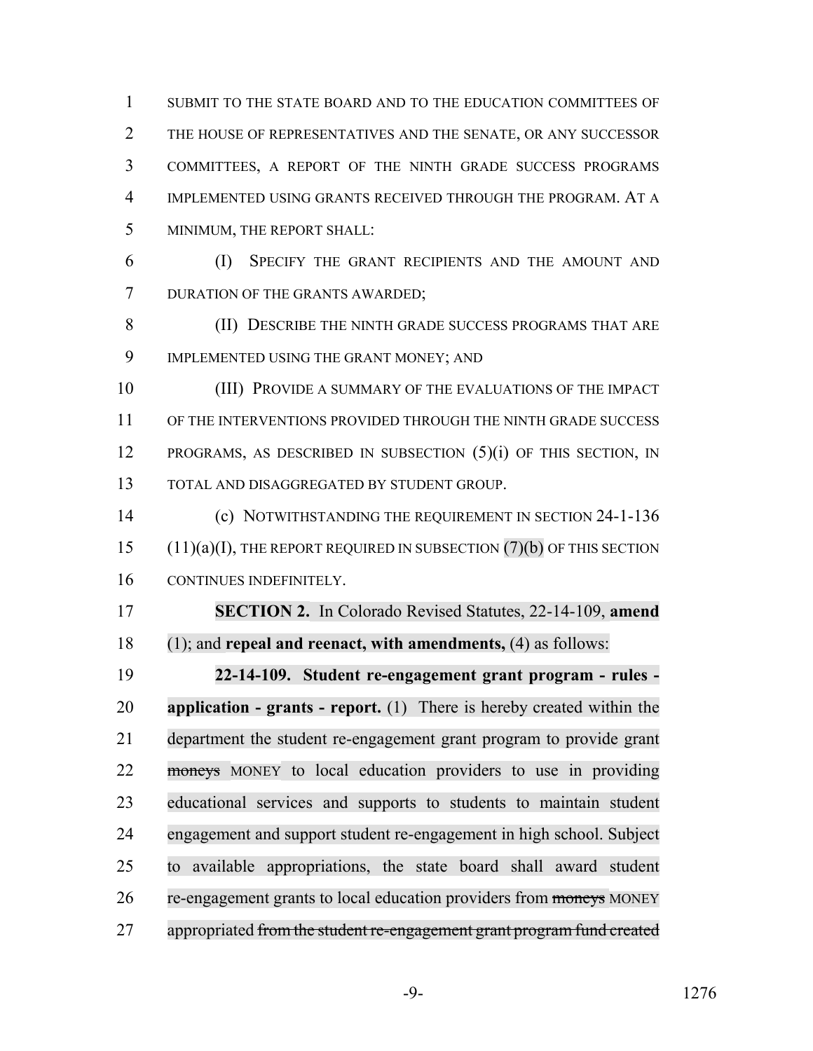SUBMIT TO THE STATE BOARD AND TO THE EDUCATION COMMITTEES OF THE HOUSE OF REPRESENTATIVES AND THE SENATE, OR ANY SUCCESSOR COMMITTEES, A REPORT OF THE NINTH GRADE SUCCESS PROGRAMS IMPLEMENTED USING GRANTS RECEIVED THROUGH THE PROGRAM. AT A MINIMUM, THE REPORT SHALL:

(I) SPECIFY THE GRANT RECIPIENTS AND THE AMOUNT AND DURATION OF THE GRANTS AWARDED;

(II) DESCRIBE THE NINTH GRADE SUCCESS PROGRAMS THAT ARE IMPLEMENTED USING THE GRANT MONEY; AND

(III) PROVIDE A SUMMARY OF THE EVALUATIONS OF THE IMPACT OF THE INTERVENTIONS PROVIDED THROUGH THE NINTH GRADE SUCCESS PROGRAMS, AS DESCRIBED IN SUBSECTION (5)(i) OF THIS SECTION, IN TOTAL AND DISAGGREGATED BY STUDENT GROUP.

(c) NOTWITHSTANDING THE REQUIREMENT IN SECTION 24-1-136 (11)(a)(I), THE REPORT REQUIRED IN SUBSECTION (7)(b) OF THIS SECTION CONTINUES INDEFINITELY.

**SECTION 2.** In Colorado Revised Statutes, 22-14-109, **amend** (1); and **repeal and reenact, with amendments,** (4) as follows:

**22-14-109. Student re-engagement grant program - rules - application - grants - report.** (1) There is hereby created within the department the student re-engagement grant program to provide grant ~~moneys~~ MONEY to local education providers to use in providing educational services and supports to students to maintain student engagement and support student re-engagement in high school. Subject to available appropriations, the state board shall award student re-engagement grants to local education providers from ~~moneys~~ MONEY appropriated ~~from the student re-engagement grant program fund created~~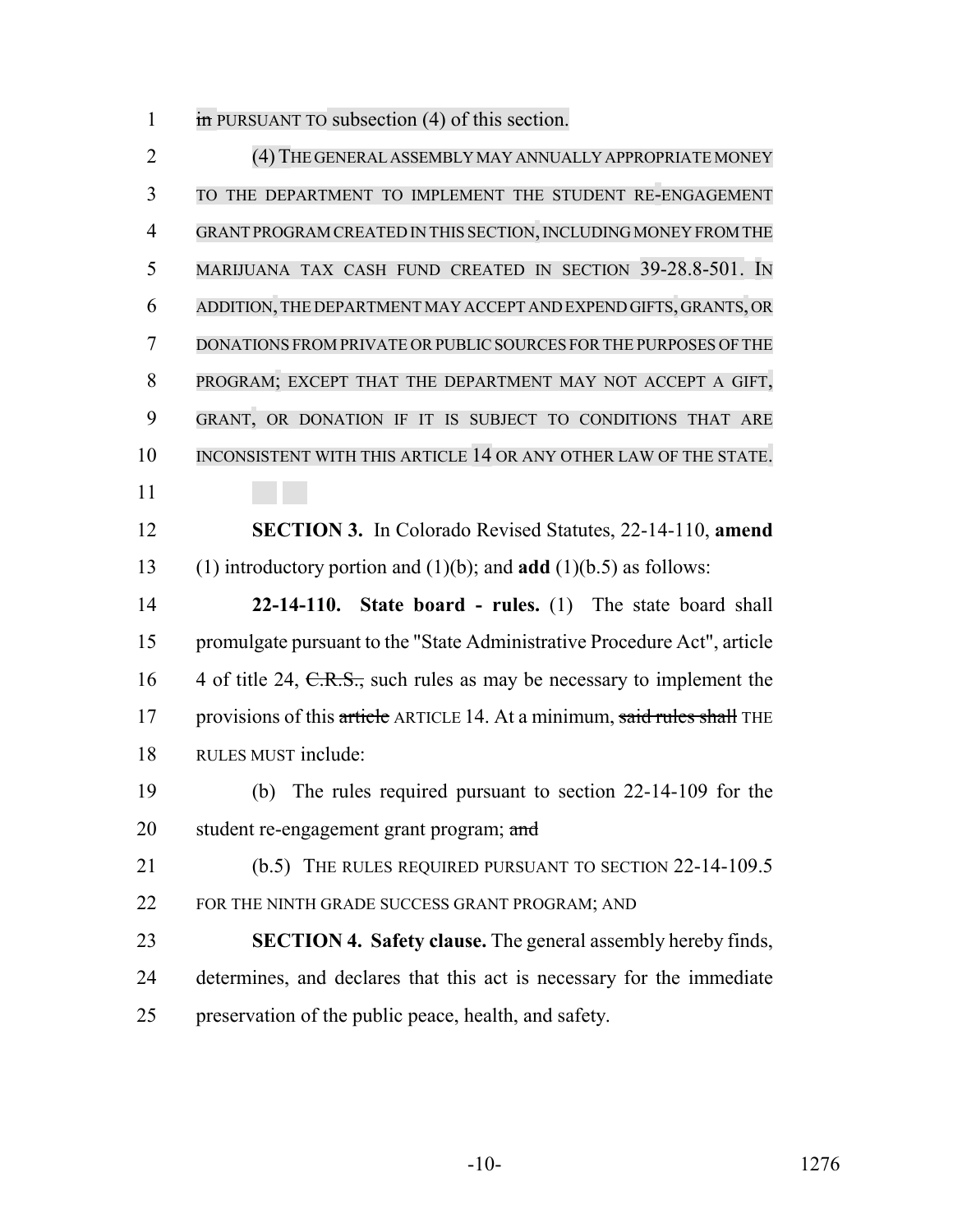~~in~~ PURSUANT TO subsection (4) of this section.

(4) THE GENERAL ASSEMBLY MAY ANNUALLY APPROPRIATE MONEY TO THE DEPARTMENT TO IMPLEMENT THE STUDENT RE-ENGAGEMENT GRANT PROGRAM CREATED IN THIS SECTION, INCLUDING MONEY FROM THE MARIJUANA TAX CASH FUND CREATED IN SECTION 39-28.8-501. IN ADDITION, THE DEPARTMENT MAY ACCEPT AND EXPEND GIFTS, GRANTS, OR DONATIONS FROM PRIVATE OR PUBLIC SOURCES FOR THE PURPOSES OF THE PROGRAM; EXCEPT THAT THE DEPARTMENT MAY NOT ACCEPT A GIFT, GRANT, OR DONATION IF IT IS SUBJECT TO CONDITIONS THAT ARE INCONSISTENT WITH THIS ARTICLE 14 OR ANY OTHER LAW OF THE STATE.

**SECTION 3.** In Colorado Revised Statutes, 22-14-110, **amend** (1) introductory portion and (1)(b); and **add** (1)(b.5) as follows:

**22-14-110. State board - rules.** (1) The state board shall promulgate pursuant to the "State Administrative Procedure Act", article 4 of title 24, ~~C.R.S.,~~ such rules as may be necessary to implement the provisions of this ~~article~~ ARTICLE 14. At a minimum, ~~said rules shall~~ THE RULES MUST include:

(b) The rules required pursuant to section 22-14-109 for the student re-engagement grant program; ~~and~~

(b.5) THE RULES REQUIRED PURSUANT TO SECTION 22-14-109.5 FOR THE NINTH GRADE SUCCESS GRANT PROGRAM; AND

**SECTION 4. Safety clause.** The general assembly hereby finds, determines, and declares that this act is necessary for the immediate preservation of the public peace, health, and safety.